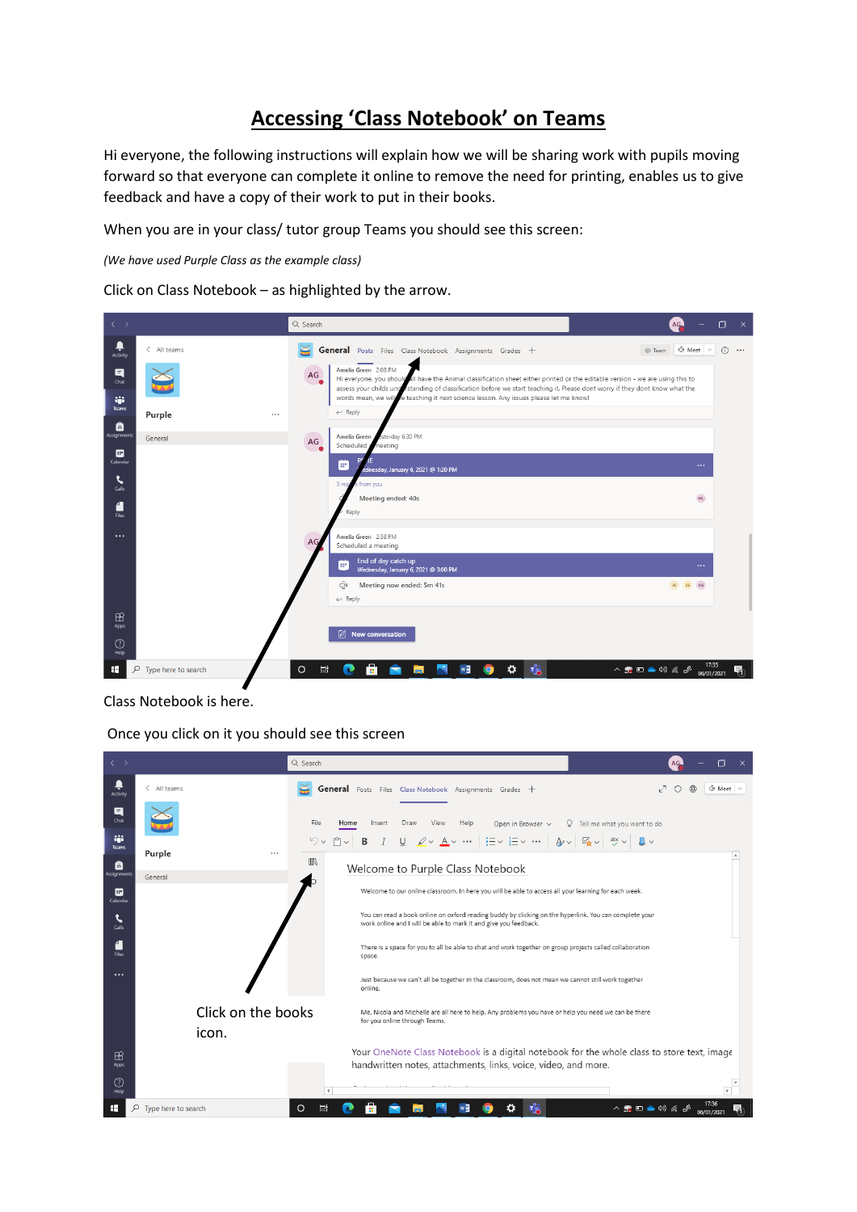# Accessing 'Class Notebook' on Teams

Hi everyone, the following instructions will explain how we will be sharing work with pupils moving forward so that everyone can complete it online to remove the need for printing, enables us to give feedback and have a copy of their work to put in their books.

When you are in your class/ tutor group Teams you should see this screen:

*(We have used Purple Class as the example class)*

Click on Class Notebook – as highlighted by the arrow.

Class Notebook is here.

Once you click on it you should see this screen

Click on the books icon.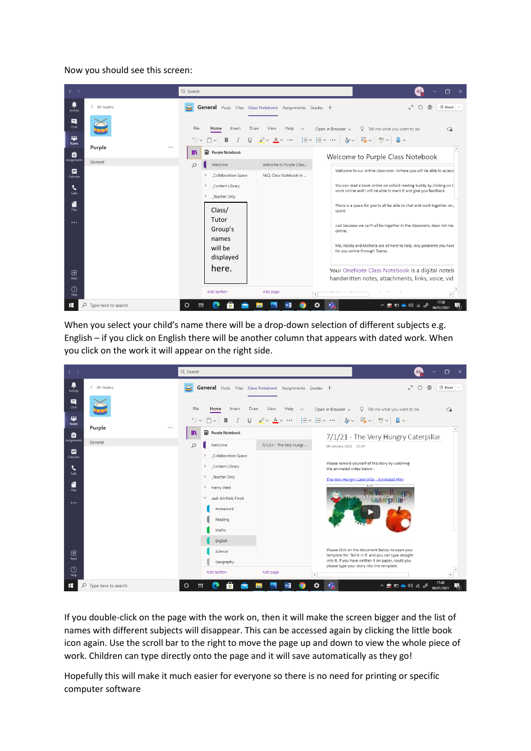Now you should see this screen:

When you select your child's name there will be a drop-down selection of different subjects e.g. English – if you click on English there will be another column that appears with dated work. When you click on the work it will appear on the right side.

If you double-click on the page with the work on, then it will make the screen bigger and the list of names with different subjects will disappear. This can be accessed again by clicking the little book icon again. Use the scroll bar to the right to move the page up and down to view the whole piece of work. Children can type directly onto the page and it will save automatically as they go!

Hopefully this will make it much easier for everyone so there is no need for printing or specific computer software